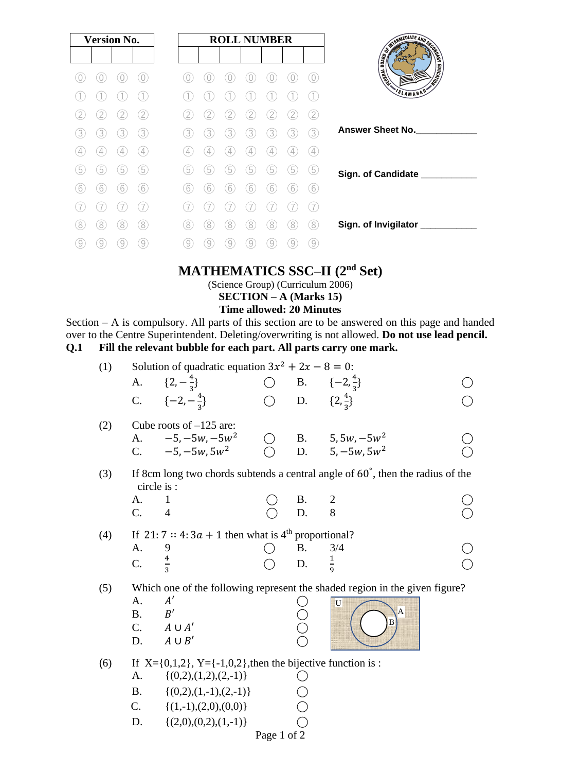| Version No. | | | |
|---|---|---|---|
| | | | |

| ROLL NUMBER | | | | | | |
|---|---|---|---|---|---|---|
| | | | | | | |

Answer Sheet No.____________

Sign. of Candidate ___________

Sign. of Invigilator ___________

# MATHEMATICS SSC–II (2nd Set)

(Science Group) (Curriculum 2006)

**SECTION – A (Marks 15)**

**Time allowed: 20 Minutes**

Section – A is compulsory. All parts of this section are to be answered on this page and handed over to the Centre Superintendent. Deleting/overwriting is not allowed. **Do not use lead pencil.**

**Q.1 Fill the relevant bubble for each part. All parts carry one mark.**

(1) Solution of quadratic equation $3x^2 + 2x - 8 = 0$:

- A. $\{2, -\frac{4}{3}\}$ ○
- B. $\{-2, \frac{4}{3}\}$ ○
- C. $\{-2, -\frac{4}{3}\}$ ○
- D. $\{2, \frac{4}{3}\}$ ○

(2) Cube roots of –125 are:

- A. $-5, -5w, -5w^2$ ○
- B. $5, 5w, -5w^2$ ○
- C. $-5, -5w, 5w^2$ ○
- D. $5, -5w, 5w^2$ ○

(3) If 8cm long two chords subtends a central angle of 60˚, then the radius of the circle is :

- A. 1 ○
- B. 2 ○
- C. 4 ○
- D. 8 ○

(4) If $21:7 :: 4:3a+1$ then what is 4th proportional?

- A. 9 ○
- B. 3/4 ○
- C. $\frac{4}{3}$ ○
- D. $\frac{1}{9}$ ○

(5) Which one of the following represent the shaded region in the given figure?

- A. $A'$ ○
- B. $B'$ ○
- C. $A \cup A'$ ○
- D. $A \cup B'$ ○

(6) If X={0,1,2}, Y={-1,0,2},then the bijective function is :

- A. {(0,2),(1,2),(2,-1)} ○
- B. {(0,2),(1,-1),(2,-1)} ○
- C. {(1,-1),(2,0),(0,0)} ○
- D. {(2,0),(0,2),(1,-1)} ○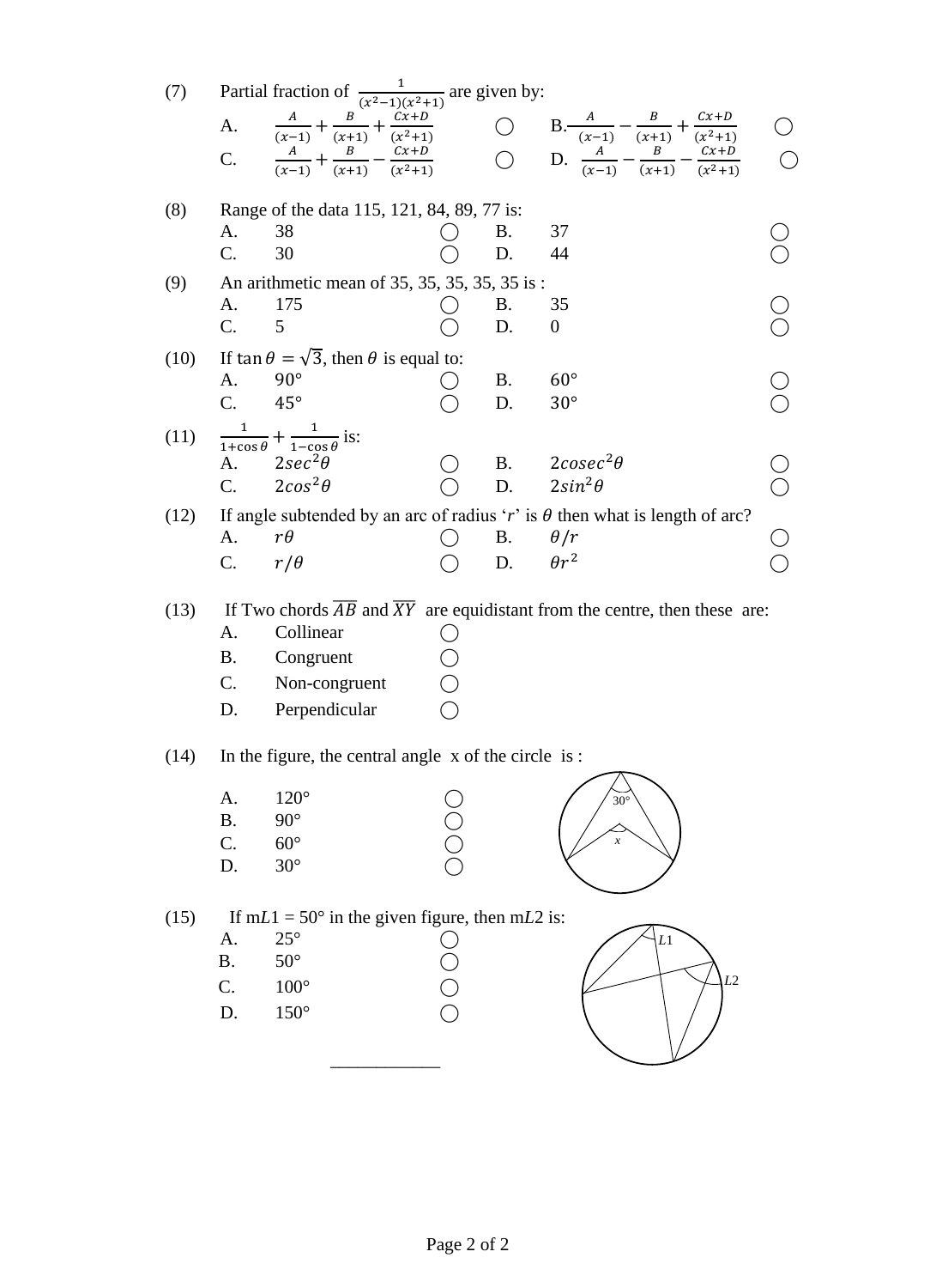(7) Partial fraction of $\frac{1}{(x^2-1)(x^2+1)}$ are given by:

A. $\frac{A}{(x-1)} + \frac{B}{(x+1)} + \frac{Cx+D}{(x^2+1)}$ ◯ B. $\frac{A}{(x-1)} - \frac{B}{(x+1)} + \frac{Cx+D}{(x^2+1)}$ ◯

C. $\frac{A}{(x-1)} + \frac{B}{(x+1)} - \frac{Cx+D}{(x^2+1)}$ ◯ D. $\frac{A}{(x-1)} - \frac{B}{(x+1)} - \frac{Cx+D}{(x^2+1)}$ ◯

(8) Range of the data 115, 121, 84, 89, 77 is:

A. 38 ◯ B. 37 ◯

C. 30 ◯ D. 44 ◯

(9) An arithmetic mean of 35, 35, 35, 35, 35 is :

A. 175 ◯ B. 35 ◯

C. 5 ◯ D. 0 ◯

(10) If $\tan\theta = \sqrt{3}$, then $\theta$ is equal to:

A. $90°$ ◯ B. $60°$ ◯

C. $45°$ ◯ D. $30°$ ◯

(11) $\frac{1}{1+\cos\theta} + \frac{1}{1-\cos\theta}$ is:

A. $2sec^2\theta$ ◯ B. $2cosec^2\theta$ ◯

C. $2cos^2\theta$ ◯ D. $2sin^2\theta$ ◯

(12) If angle subtended by an arc of radius '$r$' is $\theta$ then what is length of arc?

A. $r\theta$ ◯ B. $\theta/r$ ◯

C. $r/\theta$ ◯ D. $\theta r^2$ ◯

(13) If Two chords $\overline{AB}$ and $\overline{XY}$ are equidistant from the centre, then these are:

A. Collinear ◯

B. Congruent ◯

C. Non-congruent ◯

D. Perpendicular ◯

(14) In the figure, the central angle x of the circle is :

A. $120°$ ◯

B. $90°$ ◯

C. $60°$ ◯

D. $30°$ ◯

(15) If m$L1 = 50°$ in the given figure, then m$L2$ is:

A. $25°$ ◯

B. $50°$ ◯

C. $100°$ ◯

D. $150°$ ◯

____________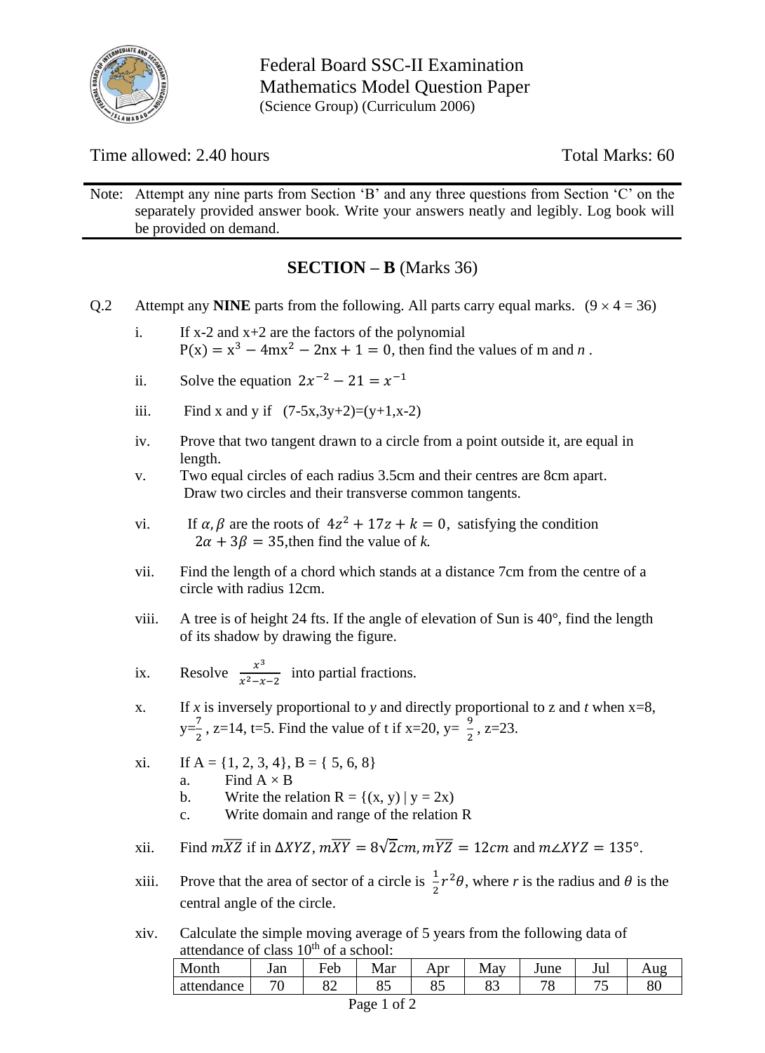Federal Board SSC-II Examination
Mathematics Model Question Paper
(Science Group) (Curriculum 2006)

Time allowed: 2.40 hours | Total Marks: 60

Note: Attempt any nine parts from Section 'B' and any three questions from Section 'C' on the separately provided answer book. Write your answers neatly and legibly. Log book will be provided on demand.

## SECTION – B (Marks 36)

Q.2 Attempt any **NINE** parts from the following. All parts carry equal marks. $(9 \times 4 = 36)$

i. If x-2 and x+2 are the factors of the polynomial $P(x) = x^3 - 4mx^2 - 2nx + 1 = 0$, then find the values of m and $n$ .

ii. Solve the equation $2x^{-2} - 21 = x^{-1}$

iii. Find x and y if $(7-5x, 3y+2) = (y+1, x-2)$

iv. Prove that two tangent drawn to a circle from a point outside it, are equal in length.

v. Two equal circles of each radius 3.5cm and their centres are 8cm apart. Draw two circles and their transverse common tangents.

vi. If $\alpha, \beta$ are the roots of $4z^2 + 17z + k = 0$, satisfying the condition $2\alpha + 3\beta = 35$, then find the value of *k*.

vii. Find the length of a chord which stands at a distance 7cm from the centre of a circle with radius 12cm.

viii. A tree is of height 24 fts. If the angle of elevation of Sun is 40°, find the length of its shadow by drawing the figure.

ix. Resolve $\frac{x^3}{x^2-x-2}$ into partial fractions.

x. If *x* is inversely proportional to *y* and directly proportional to z and *t* when x=8, $y=\frac{7}{2}$, z=14, t=5. Find the value of t if x=20, $y=\frac{9}{2}$, z=23.

xi. If A = {1, 2, 3, 4}, B = { 5, 6, 8}
   a. Find A × B
   b. Write the relation R = {(x, y) | y = 2x)
   c. Write domain and range of the relation R

xii. Find $m\overline{XZ}$ if in $\Delta XYZ$, $m\overline{XY} = 8\sqrt{2}cm$, $m\overline{YZ} = 12cm$ and $m\angle XYZ = 135°$.

xiii. Prove that the area of sector of a circle is $\frac{1}{2}r^2\theta$, where *r* is the radius and $\theta$ is the central angle of the circle.

xiv. Calculate the simple moving average of 5 years from the following data of attendance of class 10th of a school:

| Month | Jan | Feb | Mar | Apr | May | June | Jul | Aug |
|---|---|---|---|---|---|---|---|---|
| attendance | 70 | 82 | 85 | 85 | 83 | 78 | 75 | 80 |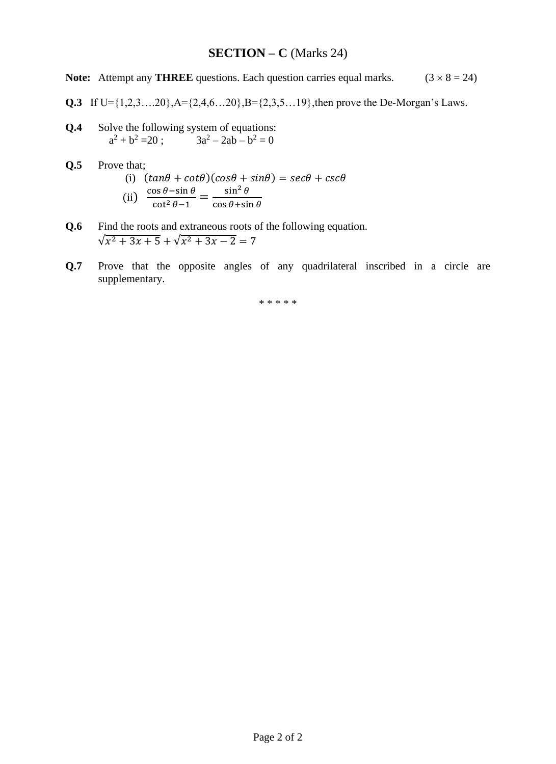## SECTION – C (Marks 24)

**Note:** Attempt any **THREE** questions. Each question carries equal marks. $(3 \times 8 = 24)$

**Q.3** If U={1,2,3….20},A={2,4,6…20},B={2,3,5…19},then prove the De-Morgan's Laws.

**Q.4** Solve the following system of equations:

$a^2 + b^2 = 20$ ; $3a^2 - 2ab - b^2 = 0$

**Q.5** Prove that;

(i) $(tan\theta + cot\theta)(cos\theta + sin\theta) = sec\theta + csc\theta$

(ii) $\frac{\cos\theta - \sin\theta}{\cot^2\theta - 1} = \frac{\sin^2\theta}{\cos\theta + \sin\theta}$

**Q.6** Find the roots and extraneous roots of the following equation.

$\sqrt{x^2 + 3x + 5} + \sqrt{x^2 + 3x - 2} = 7$

**Q.7** Prove that the opposite angles of any quadrilateral inscribed in a circle are supplementary.

\* \* \* \* \*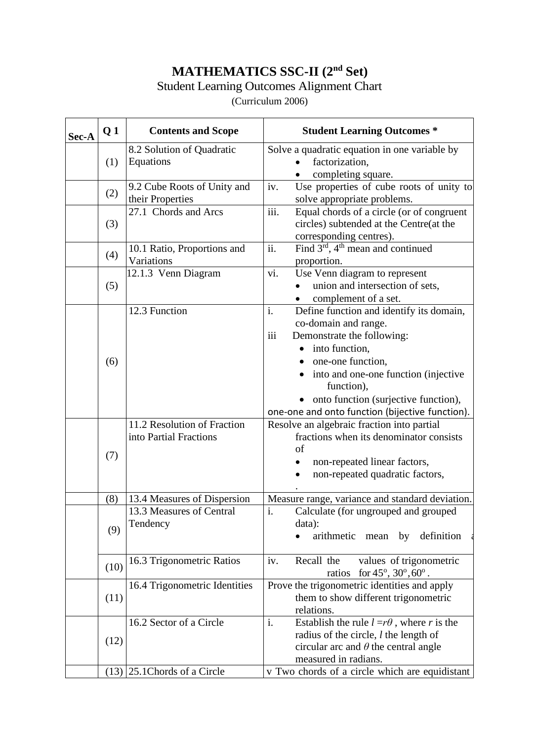# MATHEMATICS SSC-II (2nd Set)

Student Learning Outcomes Alignment Chart

(Curriculum 2006)

| Sec-A | Q 1 | Contents and Scope | Student Learning Outcomes * |
|---|---|---|---|
| | (1) | 8.2 Solution of Quadratic Equations | Solve a quadratic equation in one variable by<br>• factorization,<br>• completing square. |
| | (2) | 9.2 Cube Roots of Unity and their Properties | iv. Use properties of cube roots of unity to solve appropriate problems. |
| | (3) | 27.1 Chords and Arcs | iii. Equal chords of a circle (or of congruent circles) subtended at the Centre(at the corresponding centres). |
| | (4) | 10.1 Ratio, Proportions and Variations | ii. Find 3rd, 4th mean and continued proportion. |
| | (5) | 12.1.3 Venn Diagram | vi. Use Venn diagram to represent<br>• union and intersection of sets,<br>• complement of a set. |
| | (6) | 12.3 Function | i. Define function and identify its domain, co-domain and range.<br>iii Demonstrate the following:<br>• into function,<br>• one-one function,<br>• into and one-one function (injective function),<br>• onto function (surjective function),<br>one-one and onto function (bijective function). |
| | (7) | 11.2 Resolution of Fraction into Partial Fractions | Resolve an algebraic fraction into partial fractions when its denominator consists of<br>• non-repeated linear factors,<br>• non-repeated quadratic factors,<br>. |
| | (8) | 13.4 Measures of Dispersion | Measure range, variance and standard deviation. |
| | (9) | 13.3 Measures of Central Tendency | i. Calculate (for ungrouped and grouped data):<br>• arithmetic mean by definition a |
| | (10) | 16.3 Trigonometric Ratios | iv. Recall the values of trigonometric ratios for $45^o$, $30^o, 60^o$. |
| | (11) | 16.4 Trigonometric Identities | Prove the trigonometric identities and apply them to show different trigonometric relations. |
| | (12) | 16.2 Sector of a Circle | i. Establish the rule $l = r\theta$, where $r$ is the radius of the circle, $l$ the length of circular arc and $\theta$ the central angle measured in radians. |
| | (13) | 25.1Chords of a Circle | v Two chords of a circle which are equidistant |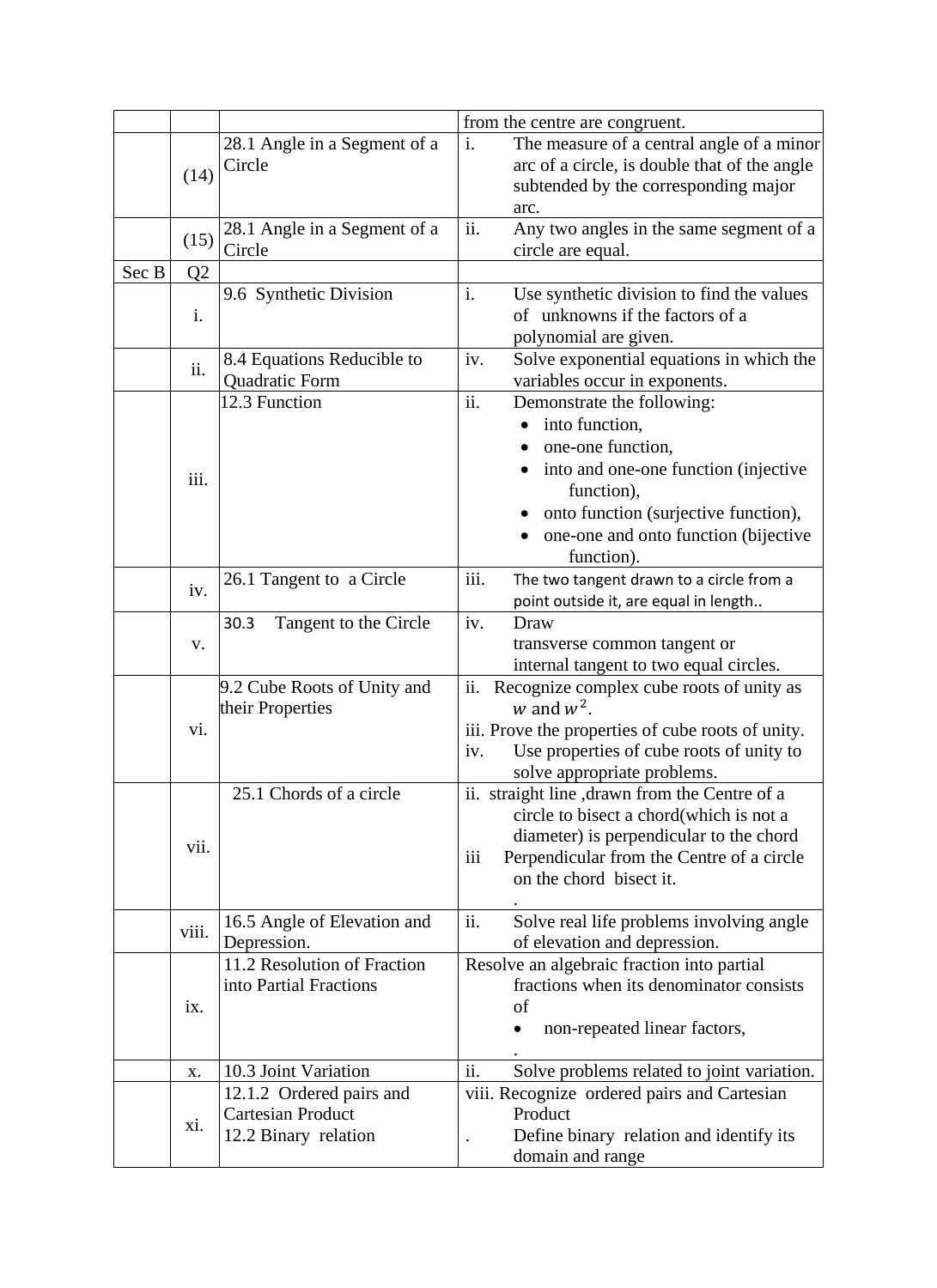| | | | |
|---|---|---|---|
| | | | from the centre are congruent. |
| | (14) | 28.1 Angle in a Segment of a Circle | i. The measure of a central angle of a minor arc of a circle, is double that of the angle subtended by the corresponding major arc. |
| | (15) | 28.1 Angle in a Segment of a Circle | ii. Any two angles in the same segment of a circle are equal. |
| Sec B | Q2 | | |
| | i. | 9.6 Synthetic Division | i. Use synthetic division to find the values of unknowns if the factors of a polynomial are given. |
| | ii. | 8.4 Equations Reducible to Quadratic Form | iv. Solve exponential equations in which the variables occur in exponents. |
| | iii. | 12.3 Function | ii. Demonstrate the following:<br>• into function,<br>• one-one function,<br>• into and one-one function (injective function),<br>• onto function (surjective function),<br>• one-one and onto function (bijective function). |
| | iv. | 26.1 Tangent to a Circle | iii. The two tangent drawn to a circle from a point outside it, are equal in length.. |
| | v. | 30.3 Tangent to the Circle | iv. Draw transverse common tangent or internal tangent to two equal circles. |
| | vi. | 9.2 Cube Roots of Unity and their Properties | ii. Recognize complex cube roots of unity as $w$ and $w^2$.<br>iii. Prove the properties of cube roots of unity.<br>iv. Use properties of cube roots of unity to solve appropriate problems. |
| | vii. | 25.1 Chords of a circle | ii. straight line ,drawn from the Centre of a circle to bisect a chord(which is not a diameter) is perpendicular to the chord<br>iii Perpendicular from the Centre of a circle on the chord bisect it.<br>. |
| | viii. | 16.5 Angle of Elevation and Depression. | ii. Solve real life problems involving angle of elevation and depression. |
| | ix. | 11.2 Resolution of Fraction into Partial Fractions | Resolve an algebraic fraction into partial fractions when its denominator consists of<br>• non-repeated linear factors,<br>. |
| | x. | 10.3 Joint Variation | ii. Solve problems related to joint variation. |
| | xi. | 12.1.2 Ordered pairs and Cartesian Product<br>12.2 Binary relation | viii. Recognize ordered pairs and Cartesian Product<br>. Define binary relation and identify its domain and range |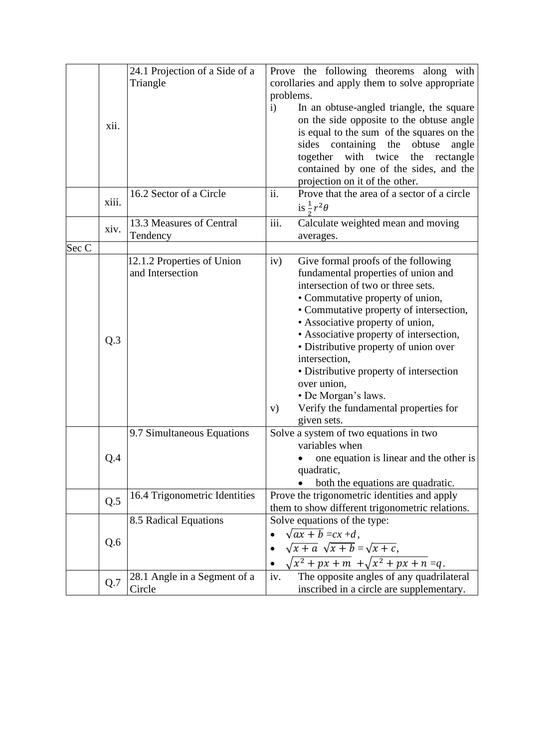| | | | |
|---|---|---|---|
| | xii. | 24.1 Projection of a Side of a Triangle | Prove the following theorems along with corollaries and apply them to solve appropriate problems.<br>i) In an obtuse-angled triangle, the square on the side opposite to the obtuse angle is equal to the sum of the squares on the sides containing the obtuse angle together with twice the rectangle contained by one of the sides, and the projection on it of the other. |
| | xiii. | 16.2 Sector of a Circle | ii. Prove that the area of a sector of a circle is $\frac{1}{2}r^2\theta$ |
| | xiv. | 13.3 Measures of Central Tendency | iii. Calculate weighted mean and moving averages. |
| Sec C | | | |
| | Q.3 | 12.1.2 Properties of Union and Intersection | iv) Give formal proofs of the following fundamental properties of union and intersection of two or three sets.<br>• Commutative property of union,<br>• Commutative property of intersection,<br>• Associative property of union,<br>• Associative property of intersection,<br>• Distributive property of union over intersection,<br>• Distributive property of intersection over union,<br>• De Morgan's laws.<br>v) Verify the fundamental properties for given sets. |
| | Q.4 | 9.7 Simultaneous Equations | Solve a system of two equations in two variables when<br>• one equation is linear and the other is quadratic,<br>• both the equations are quadratic. |
| | Q.5 | 16.4 Trigonometric Identities | Prove the trigonometric identities and apply them to show different trigonometric relations. |
| | Q.6 | 8.5 Radical Equations | Solve equations of the type:<br>• $\sqrt{ax+b} = cx + d$,<br>• $\sqrt{x+a}\ \sqrt{x+b} = \sqrt{x+c}$,<br>• $\sqrt{x^2+px+m} + \sqrt{x^2+px+n} = q$. |
| | Q.7 | 28.1 Angle in a Segment of a Circle | iv. The opposite angles of any quadrilateral inscribed in a circle are supplementary. |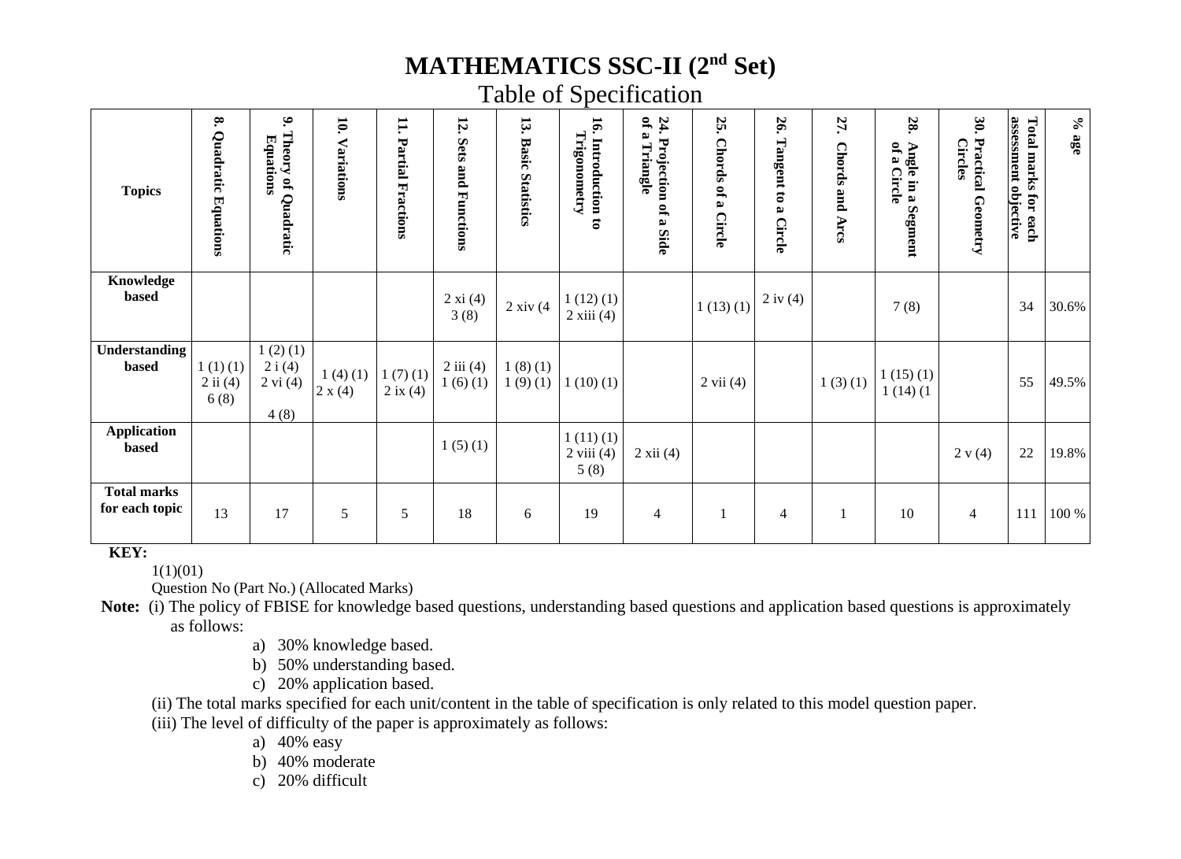# MATHEMATICS SSC-II (2nd Set)

## Table of Specification

| Topics | 8. Quadratic Equations | 9. Theory of Quadratic Equations | 10. Variations | 11. Partial Fractions | 12. Sets and Functions | 13. Basic Statistics | 16. Introduction to Trigonometry | 24. Projection of a Side of a Triangle | 25. Chords of a Circle | 26. Tangent to a Circle | 27. Chords and Arcs | 28. Angle in a Segment of a Circle | 30. Practical Geometry Circles | Total marks for each assessment objective | % age |
|---|---|---|---|---|---|---|---|---|---|---|---|---|---|---|---|
| **Knowledge based** | | | | | 2 xi (4) 3 (8) | 2 xiv (4 | 1 (12) (1) 2 xiii (4) | | 1 (13) (1) | 2 iv (4) | | 7 (8) | | 34 | 30.6% |
| **Understanding based** | 1 (1) (1) 2 ii (4) 6 (8) | 1 (2) (1) 2 i (4) 2 vi (4) 4 (8) | 1 (4) (1) 2 x (4) | 1 (7) (1) 2 ix (4) | 2 iii (4) 1 (6) (1) | 1 (8) (1) 1 (9) (1) | 1 (10) (1) | | 2 vii (4) | | 1 (3) (1) | 1 (15) (1) 1 (14) (1 | | 55 | 49.5% |
| **Application based** | | | | | 1 (5) (1) | | 1 (11) (1) 2 viii (4) 5 (8) | 2 xii (4) | | | | | 2 v (4) | 22 | 19.8% |
| **Total marks for each topic** | 13 | 17 | 5 | 5 | 18 | 6 | 19 | 4 | 1 | 4 | 1 | 10 | 4 | 111 | 100 % |

**KEY:**

1(1)(01)

Question No (Part No.) (Allocated Marks)

**Note:** (i) The policy of FBISE for knowledge based questions, understanding based questions and application based questions is approximately as follows:

a) 30% knowledge based.
b) 50% understanding based.
c) 20% application based.

(ii) The total marks specified for each unit/content in the table of specification is only related to this model question paper.

(iii) The level of difficulty of the paper is approximately as follows:

a) 40% easy
b) 40% moderate
c) 20% difficult